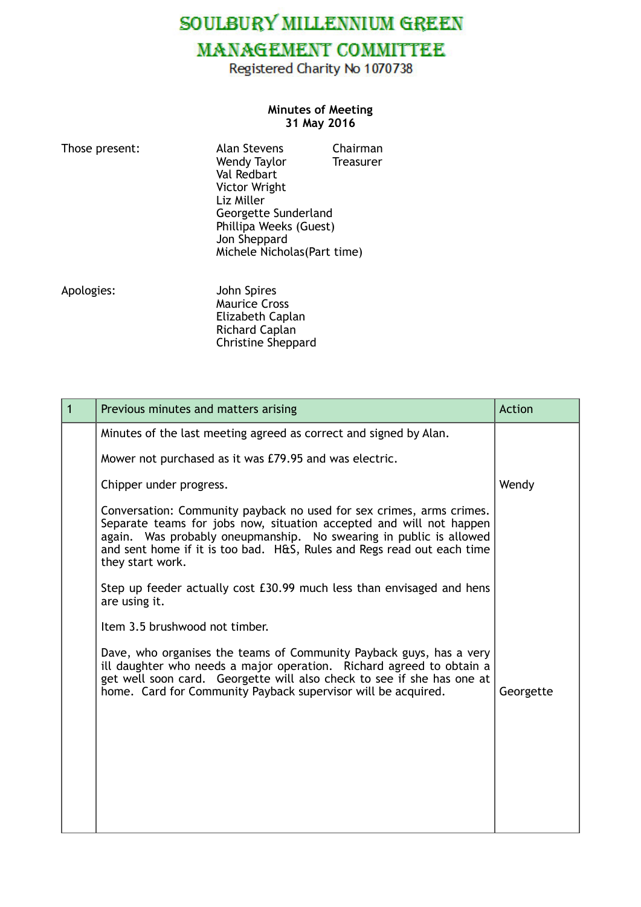# SOULBURY MILLENNIUM GREEN

# MANAGEMENT COMMITTEE

Registered Charity No 1070738

**Minutes of Meeting**
**31 May 2016**

| | | |
|---|---|---|
| Those present: | Alan Stevens | Chairman |
| | Wendy Taylor | Treasurer |
| | Val Redbart | |
| | Victor Wright | |
| | Liz Miller | |
| | Georgette Sunderland | |
| | Phillipa Weeks (Guest) | |
| | Jon Sheppard | |
| | Michele Nicholas(Part time) | |

| | |
|---|---|
| Apologies: | John Spires |
| | Maurice Cross |
| | Elizabeth Caplan |
| | Richard Caplan |
| | Christine Sheppard |

| 1 | Previous minutes and matters arising | Action |
|---|---|---|
| | Minutes of the last meeting agreed as correct and signed by Alan. | |
| | Mower not purchased as it was £79.95 and was electric. | |
| | Chipper under progress. | Wendy |
| | Conversation: Community payback no used for sex crimes, arms crimes. Separate teams for jobs now, situation accepted and will not happen again. Was probably oneupmanship. No swearing in public is allowed and sent home if it is too bad. H&S, Rules and Regs read out each time they start work. | |
| | Step up feeder actually cost £30.99 much less than envisaged and hens are using it. | |
| | Item 3.5 brushwood not timber. | |
| | Dave, who organises the teams of Community Payback guys, has a very ill daughter who needs a major operation. Richard agreed to obtain a get well soon card. Georgette will also check to see if she has one at home. Card for Community Payback supervisor will be acquired. | Georgette |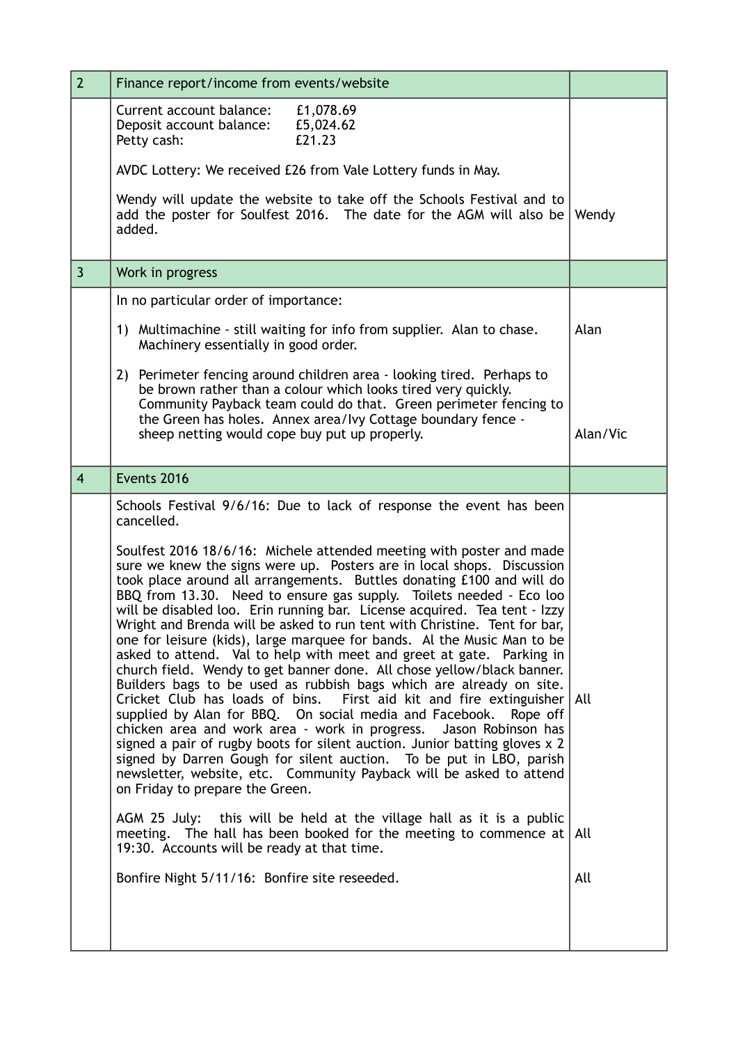| | | |
|---|---|---|
| 2 | Finance report/income from events/website | |
| | Current account balance: £1,078.69<br>Deposit account balance: £5,024.62<br>Petty cash: £21.23<br><br>AVDC Lottery: We received £26 from Vale Lottery funds in May.<br><br>Wendy will update the website to take off the Schools Festival and to add the poster for Soulfest 2016. The date for the AGM will also be added. | Wendy |
| 3 | Work in progress | |
| | In no particular order of importance:<br><br>1) Multimachine - still waiting for info from supplier. Alan to chase. Machinery essentially in good order. | Alan |
| | 2) Perimeter fencing around children area - looking tired. Perhaps to be brown rather than a colour which looks tired very quickly. Community Payback team could do that. Green perimeter fencing to the Green has holes. Annex area/Ivy Cottage boundary fence - sheep netting would cope buy put up properly. | Alan/Vic |
| 4 | Events 2016 | |
| | Schools Festival 9/6/16: Due to lack of response the event has been cancelled.<br><br>Soulfest 2016 18/6/16: Michele attended meeting with poster and made sure we knew the signs were up. Posters are in local shops. Discussion took place around all arrangements. Buttles donating £100 and will do BBQ from 13.30. Need to ensure gas supply. Toilets needed - Eco loo will be disabled loo. Erin running bar. License acquired. Tea tent - Izzy Wright and Brenda will be asked to run tent with Christine. Tent for bar, one for leisure (kids), large marquee for bands. Al the Music Man to be asked to attend. Val to help with meet and greet at gate. Parking in church field. Wendy to get banner done. All chose yellow/black banner. Builders bags to be used as rubbish bags which are already on site. Cricket Club has loads of bins. First aid kit and fire extinguisher supplied by Alan for BBQ. On social media and Facebook. Rope off chicken area and work area - work in progress. Jason Robinson has signed a pair of rugby boots for silent auction. Junior batting gloves x 2 signed by Darren Gough for silent auction. To be put in LBO, parish newsletter, website, etc. Community Payback will be asked to attend on Friday to prepare the Green. | All |
| | AGM 25 July: this will be held at the village hall as it is a public meeting. The hall has been booked for the meeting to commence at 19:30. Accounts will be ready at that time. | All |
| | Bonfire Night 5/11/16: Bonfire site reseeded. | All |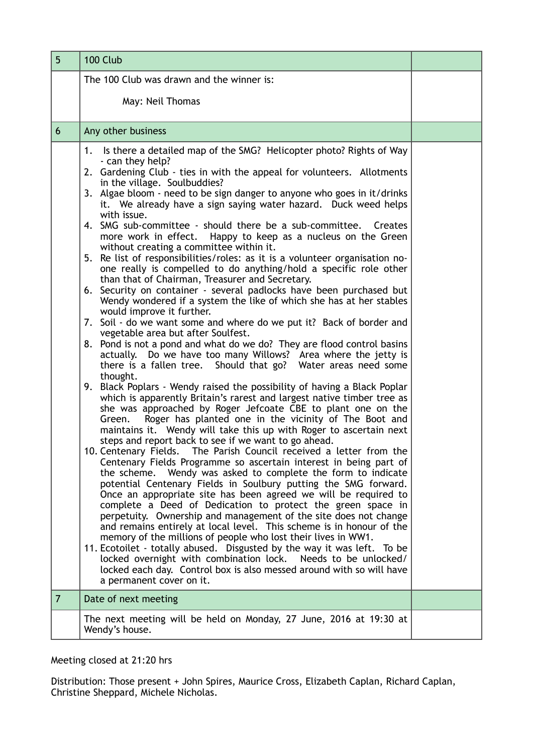| | | |
|---|---|---|
| 5 | 100 Club | |
| | The 100 Club was drawn and the winner is:<br><br>May: Neil Thomas | |
| 6 | Any other business | |
| | 1. Is there a detailed map of the SMG? Helicopter photo? Rights of Way - can they help?<br>2. Gardening Club - ties in with the appeal for volunteers. Allotments in the village. Soulbuddies?<br>3. Algae bloom - need to be sign danger to anyone who goes in it/drinks it. We already have a sign saying water hazard. Duck weed helps with issue.<br>4. SMG sub-committee - should there be a sub-committee. Creates more work in effect. Happy to keep as a nucleus on the Green without creating a committee within it.<br>5. Re list of responsibilities/roles: as it is a volunteer organisation no-one really is compelled to do anything/hold a specific role other than that of Chairman, Treasurer and Secretary.<br>6. Security on container - several padlocks have been purchased but Wendy wondered if a system the like of which she has at her stables would improve it further.<br>7. Soil - do we want some and where do we put it? Back of border and vegetable area but after Soulfest.<br>8. Pond is not a pond and what do we do? They are flood control basins actually. Do we have too many Willows? Area where the jetty is there is a fallen tree. Should that go? Water areas need some thought.<br>9. Black Poplars - Wendy raised the possibility of having a Black Poplar which is apparently Britain's rarest and largest native timber tree as she was approached by Roger Jefcoate CBE to plant one on the Green. Roger has planted one in the vicinity of The Boot and maintains it. Wendy will take this up with Roger to ascertain next steps and report back to see if we want to go ahead.<br>10. Centenary Fields. The Parish Council received a letter from the Centenary Fields Programme so ascertain interest in being part of the scheme. Wendy was asked to complete the form to indicate potential Centenary Fields in Soulbury putting the SMG forward. Once an appropriate site has been agreed we will be required to complete a Deed of Dedication to protect the green space in perpetuity. Ownership and management of the site does not change and remains entirely at local level. This scheme is in honour of the memory of the millions of people who lost their lives in WW1.<br>11. Ecotoilet - totally abused. Disgusted by the way it was left. To be locked overnight with combination lock. Needs to be unlocked/locked each day. Control box is also messed around with so will have a permanent cover on it. | |
| 7 | Date of next meeting | |
| | The next meeting will be held on Monday, 27 June, 2016 at 19:30 at Wendy's house. | |

Meeting closed at 21:20 hrs

Distribution: Those present + John Spires, Maurice Cross, Elizabeth Caplan, Richard Caplan, Christine Sheppard, Michele Nicholas.